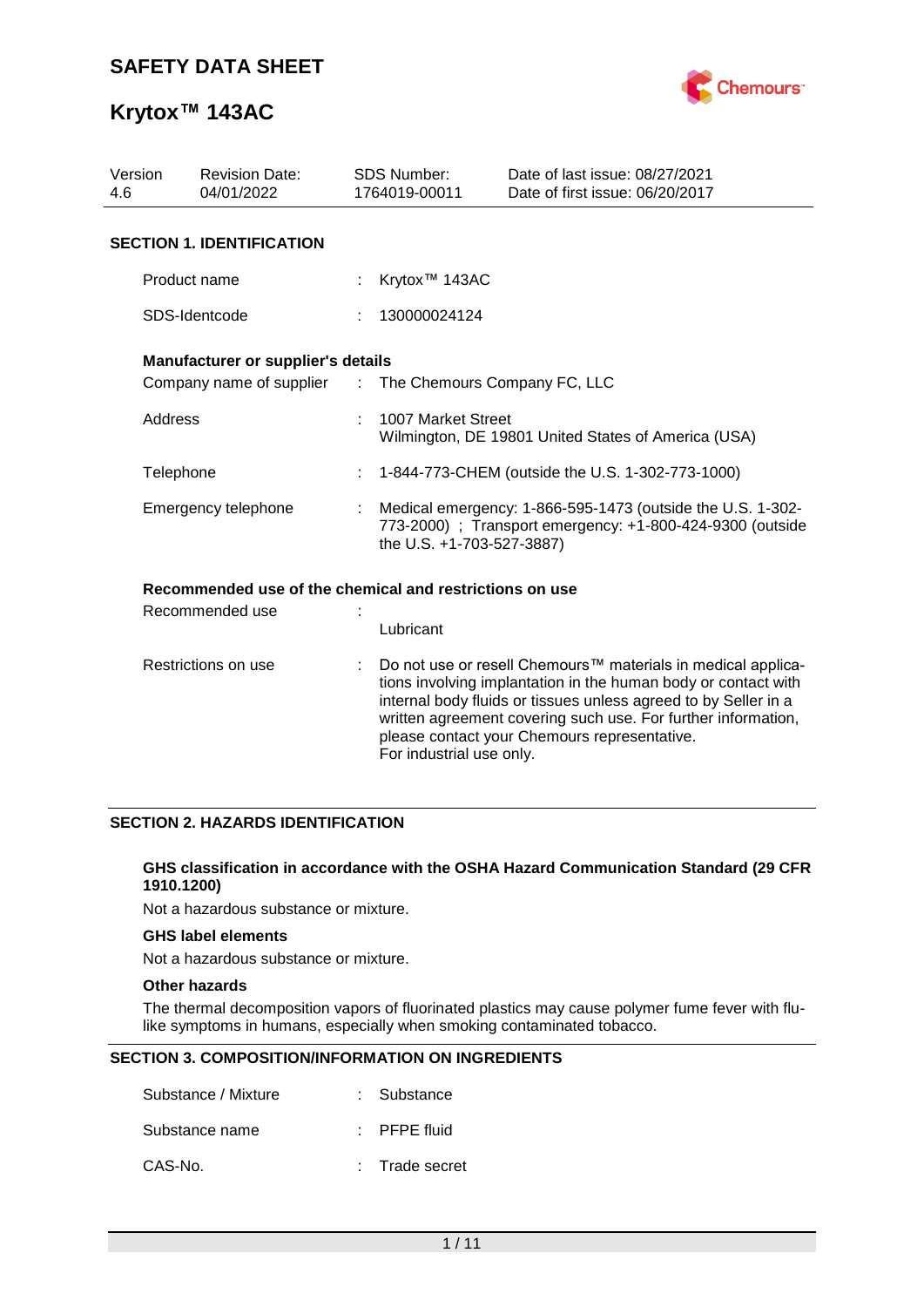# SAFETY DATA SHEET

# Krytox™ 143AC

| Version | Revision Date: | SDS Number: | Date of last issue: 08/27/2021 |
|---|---|---|---|
| 4.6 | 04/01/2022 | 1764019-00011 | Date of first issue: 06/20/2017 |

## SECTION 1. IDENTIFICATION

Product name : Krytox™ 143AC

SDS-Identcode : 130000024124

**Manufacturer or supplier's details**

Company name of supplier : The Chemours Company FC, LLC

Address : 1007 Market Street
Wilmington, DE 19801 United States of America (USA)

Telephone : 1-844-773-CHEM (outside the U.S. 1-302-773-1000)

Emergency telephone : Medical emergency: 1-866-595-1473 (outside the U.S. 1-302-773-2000) ; Transport emergency: +1-800-424-9300 (outside the U.S. +1-703-527-3887)

**Recommended use of the chemical and restrictions on use**

Recommended use : Lubricant

Restrictions on use : Do not use or resell Chemours™ materials in medical applications involving implantation in the human body or contact with internal body fluids or tissues unless agreed to by Seller in a written agreement covering such use. For further information, please contact your Chemours representative.
For industrial use only.

## SECTION 2. HAZARDS IDENTIFICATION

**GHS classification in accordance with the OSHA Hazard Communication Standard (29 CFR 1910.1200)**

Not a hazardous substance or mixture.

**GHS label elements**

Not a hazardous substance or mixture.

**Other hazards**

The thermal decomposition vapors of fluorinated plastics may cause polymer fume fever with flu-like symptoms in humans, especially when smoking contaminated tobacco.

## SECTION 3. COMPOSITION/INFORMATION ON INGREDIENTS

Substance / Mixture : Substance

Substance name : PFPE fluid

CAS-No. : Trade secret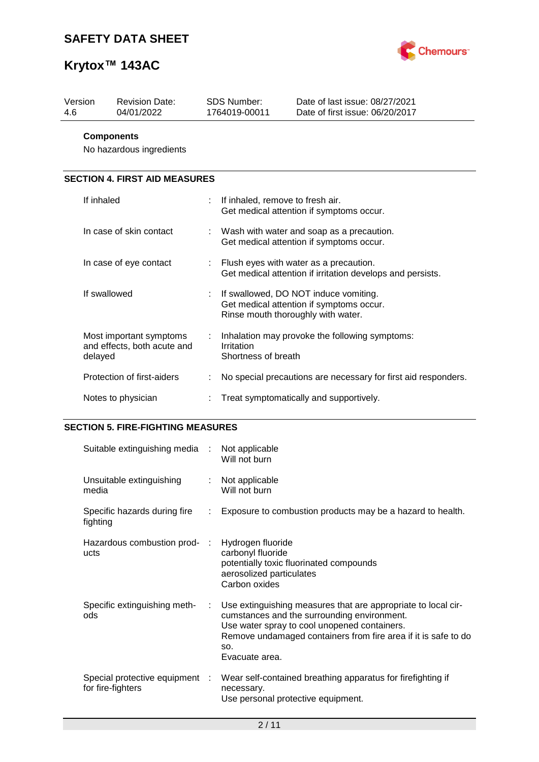**Components**

No hazardous ingredients

## SECTION 4. FIRST AID MEASURES

| | | |
|---|---|---|
| If inhaled | : | If inhaled, remove to fresh air.<br>Get medical attention if symptoms occur. |
| In case of skin contact | : | Wash with water and soap as a precaution.<br>Get medical attention if symptoms occur. |
| In case of eye contact | : | Flush eyes with water as a precaution.<br>Get medical attention if irritation develops and persists. |
| If swallowed | : | If swallowed, DO NOT induce vomiting.<br>Get medical attention if symptoms occur.<br>Rinse mouth thoroughly with water. |
| Most important symptoms and effects, both acute and delayed | : | Inhalation may provoke the following symptoms:<br>Irritation<br>Shortness of breath |
| Protection of first-aiders | : | No special precautions are necessary for first aid responders. |
| Notes to physician | : | Treat symptomatically and supportively. |

## SECTION 5. FIRE-FIGHTING MEASURES

| | | |
|---|---|---|
| Suitable extinguishing media | : | Not applicable<br>Will not burn |
| Unsuitable extinguishing media | : | Not applicable<br>Will not burn |
| Specific hazards during fire fighting | : | Exposure to combustion products may be a hazard to health. |
| Hazardous combustion products | : | Hydrogen fluoride<br>carbonyl fluoride<br>potentially toxic fluorinated compounds<br>aerosolized particulates<br>Carbon oxides |
| Specific extinguishing methods | : | Use extinguishing measures that are appropriate to local circumstances and the surrounding environment.<br>Use water spray to cool unopened containers.<br>Remove undamaged containers from fire area if it is safe to do so.<br>Evacuate area. |
| Special protective equipment for fire-fighters | : | Wear self-contained breathing apparatus for firefighting if necessary.<br>Use personal protective equipment. |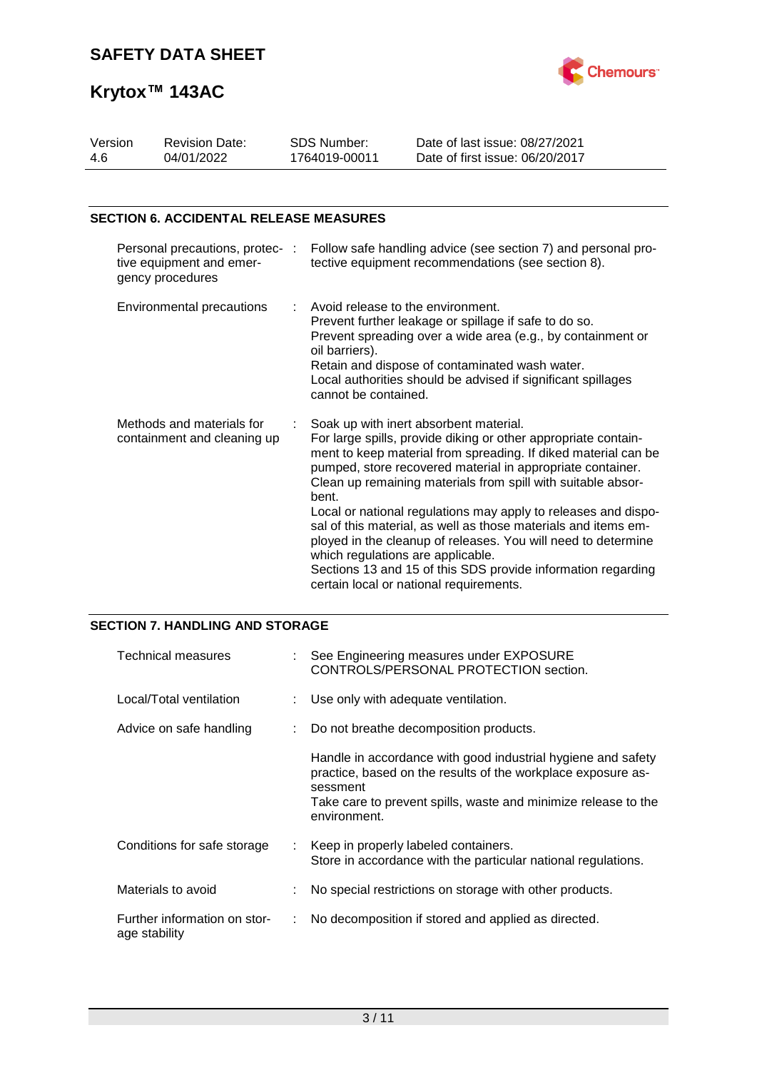## SECTION 6. ACCIDENTAL RELEASE MEASURES

| | |
|---|---|
| Personal precautions, protective equipment and emergency procedures | Follow safe handling advice (see section 7) and personal protective equipment recommendations (see section 8). |
| Environmental precautions | Avoid release to the environment.<br>Prevent further leakage or spillage if safe to do so.<br>Prevent spreading over a wide area (e.g., by containment or oil barriers).<br>Retain and dispose of contaminated wash water.<br>Local authorities should be advised if significant spillages cannot be contained. |
| Methods and materials for containment and cleaning up | Soak up with inert absorbent material.<br>For large spills, provide diking or other appropriate containment to keep material from spreading. If diked material can be pumped, store recovered material in appropriate container.<br>Clean up remaining materials from spill with suitable absorbent.<br>Local or national regulations may apply to releases and disposal of this material, as well as those materials and items employed in the cleanup of releases. You will need to determine which regulations are applicable.<br>Sections 13 and 15 of this SDS provide information regarding certain local or national requirements. |

## SECTION 7. HANDLING AND STORAGE

| | |
|---|---|
| Technical measures | See Engineering measures under EXPOSURE CONTROLS/PERSONAL PROTECTION section. |
| Local/Total ventilation | Use only with adequate ventilation. |
| Advice on safe handling | Do not breathe decomposition products.<br><br>Handle in accordance with good industrial hygiene and safety practice, based on the results of the workplace exposure assessment<br>Take care to prevent spills, waste and minimize release to the environment. |
| Conditions for safe storage | Keep in properly labeled containers.<br>Store in accordance with the particular national regulations. |
| Materials to avoid | No special restrictions on storage with other products. |
| Further information on storage stability | No decomposition if stored and applied as directed. |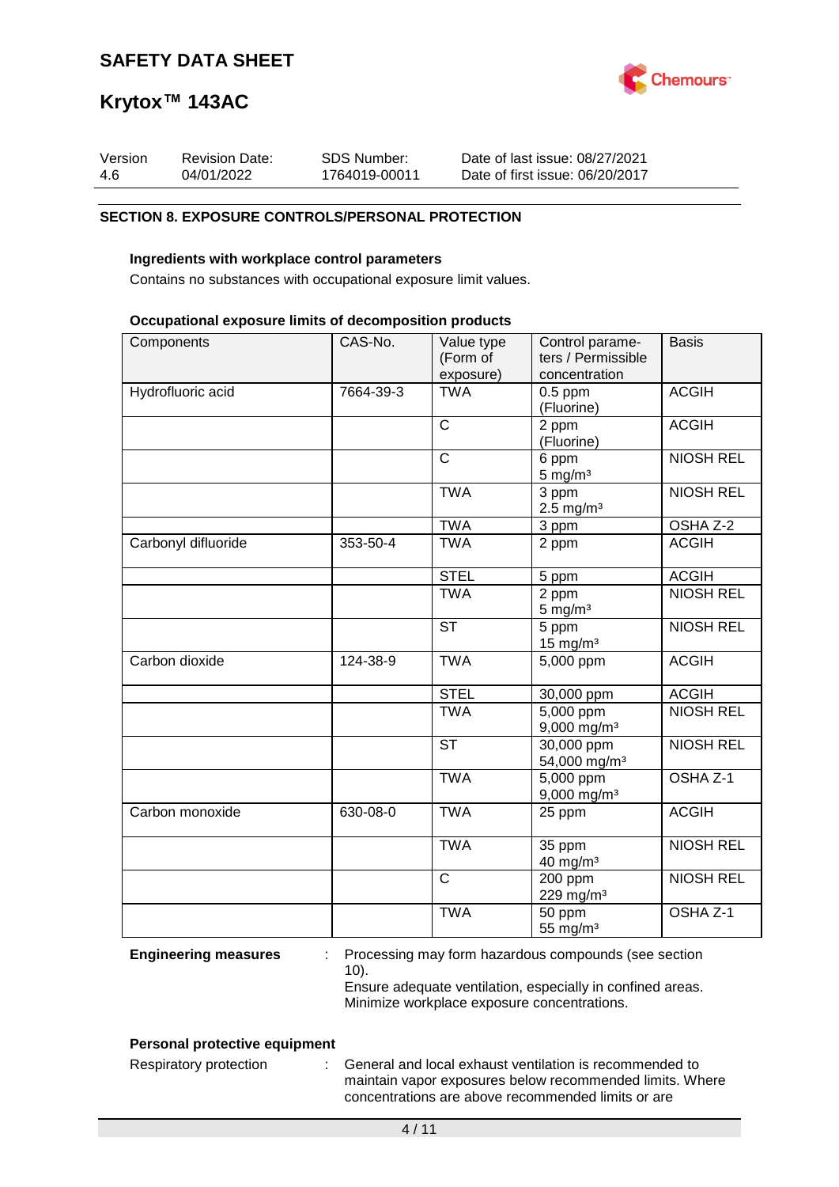# SAFETY DATA SHEET

# Krytox™ 143AC

| Version | Revision Date: | SDS Number: | Date of last issue: 08/27/2021 |
|---|---|---|---|
| 4.6 | 04/01/2022 | 1764019-00011 | Date of first issue: 06/20/2017 |

## SECTION 8. EXPOSURE CONTROLS/PERSONAL PROTECTION

### Ingredients with workplace control parameters

Contains no substances with occupational exposure limit values.

### Occupational exposure limits of decomposition products

| Components | CAS-No. | Value type (Form of exposure) | Control parameters / Permissible concentration | Basis |
|---|---|---|---|---|
| Hydrofluoric acid | 7664-39-3 | TWA | 0.5 ppm (Fluorine) | ACGIH |
| | | C | 2 ppm (Fluorine) | ACGIH |
| | | C | 6 ppm 5 mg/m³ | NIOSH REL |
| | | TWA | 3 ppm 2.5 mg/m³ | NIOSH REL |
| | | TWA | 3 ppm | OSHA Z-2 |
| Carbonyl difluoride | 353-50-4 | TWA | 2 ppm | ACGIH |
| | | STEL | 5 ppm | ACGIH |
| | | TWA | 2 ppm 5 mg/m³ | NIOSH REL |
| | | ST | 5 ppm 15 mg/m³ | NIOSH REL |
| Carbon dioxide | 124-38-9 | TWA | 5,000 ppm | ACGIH |
| | | STEL | 30,000 ppm | ACGIH |
| | | TWA | 5,000 ppm 9,000 mg/m³ | NIOSH REL |
| | | ST | 30,000 ppm 54,000 mg/m³ | NIOSH REL |
| | | TWA | 5,000 ppm 9,000 mg/m³ | OSHA Z-1 |
| Carbon monoxide | 630-08-0 | TWA | 25 ppm | ACGIH |
| | | TWA | 35 ppm 40 mg/m³ | NIOSH REL |
| | | C | 200 ppm 229 mg/m³ | NIOSH REL |
| | | TWA | 50 ppm 55 mg/m³ | OSHA Z-1 |

**Engineering measures** : Processing may form hazardous compounds (see section 10).
Ensure adequate ventilation, especially in confined areas.
Minimize workplace exposure concentrations.

### Personal protective equipment

Respiratory protection : General and local exhaust ventilation is recommended to maintain vapor exposures below recommended limits. Where concentrations are above recommended limits or are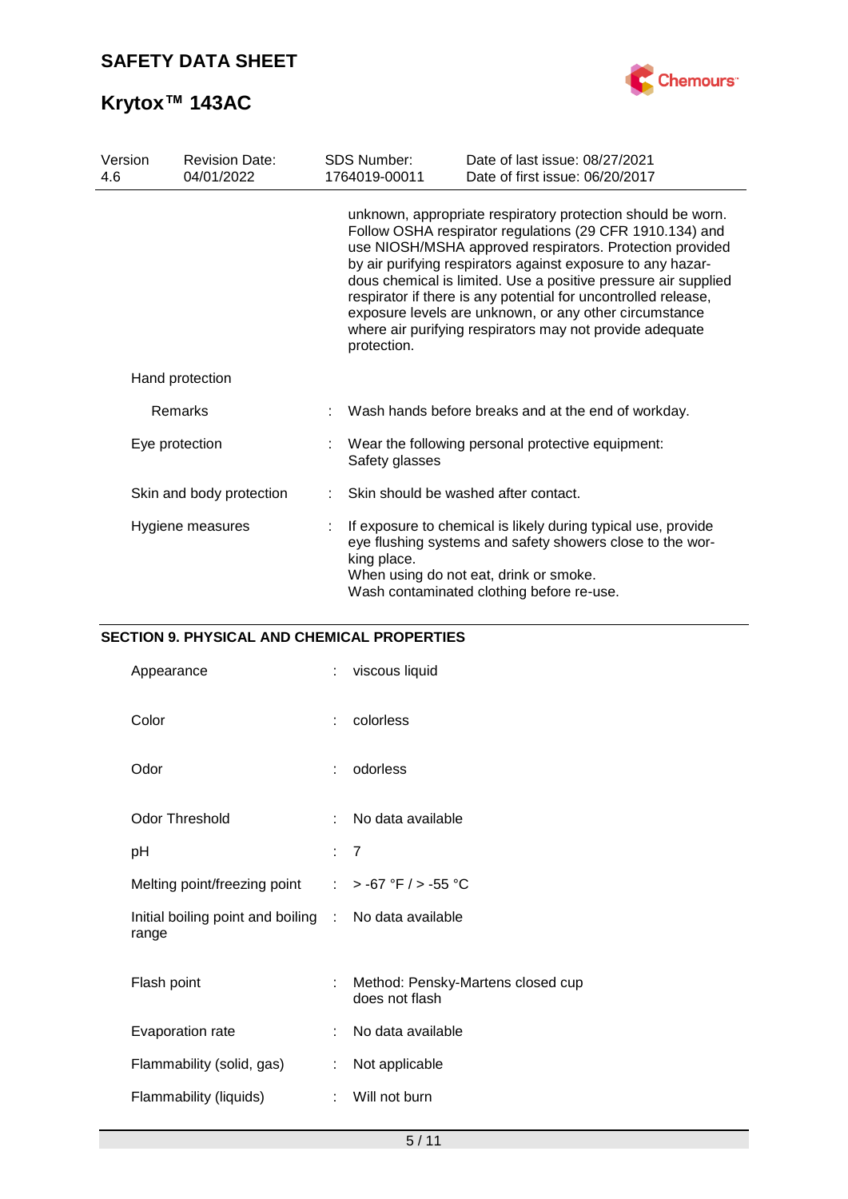unknown, appropriate respiratory protection should be worn. Follow OSHA respirator regulations (29 CFR 1910.134) and use NIOSH/MSHA approved respirators. Protection provided by air purifying respirators against exposure to any hazardous chemical is limited. Use a positive pressure air supplied respirator if there is any potential for uncontrolled release, exposure levels are unknown, or any other circumstance where air purifying respirators may not provide adequate protection.

| | | |
|---|---|---|
| Hand protection | | |
| Remarks | : | Wash hands before breaks and at the end of workday. |
| Eye protection | : | Wear the following personal protective equipment: Safety glasses |
| Skin and body protection | : | Skin should be washed after contact. |
| Hygiene measures | : | If exposure to chemical is likely during typical use, provide eye flushing systems and safety showers close to the working place. When using do not eat, drink or smoke. Wash contaminated clothing before re-use. |

## SECTION 9. PHYSICAL AND CHEMICAL PROPERTIES

| | | |
|---|---|---|
| Appearance | : | viscous liquid |
| Color | : | colorless |
| Odor | : | odorless |
| Odor Threshold | : | No data available |
| pH | : | 7 |
| Melting point/freezing point | : | > -67 °F / > -55 °C |
| Initial boiling point and boiling range | : | No data available |
| Flash point | : | Method: Pensky-Martens closed cup does not flash |
| Evaporation rate | : | No data available |
| Flammability (solid, gas) | : | Not applicable |
| Flammability (liquids) | : | Will not burn |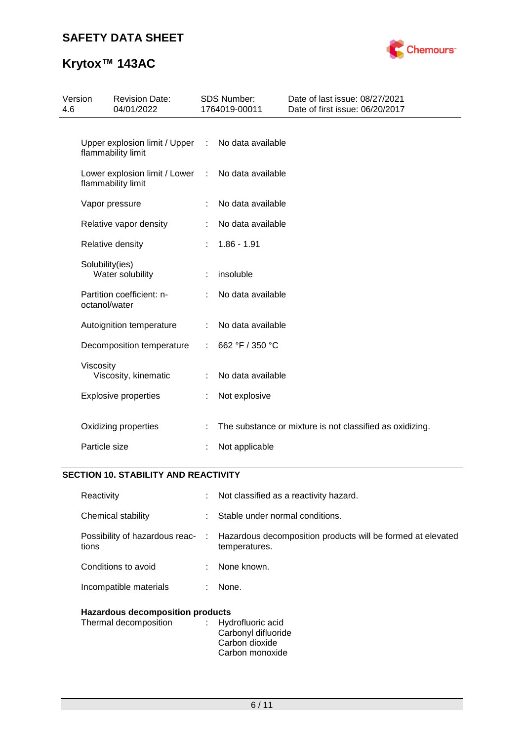| | | |
|---|---|---|
| Upper explosion limit / Upper flammability limit | : | No data available |
| Lower explosion limit / Lower flammability limit | : | No data available |
| Vapor pressure | : | No data available |
| Relative vapor density | : | No data available |
| Relative density | : | 1.86 - 1.91 |
| Solubility(ies) Water solubility | : | insoluble |
| Partition coefficient: n-octanol/water | : | No data available |
| Autoignition temperature | : | No data available |
| Decomposition temperature | : | 662 °F / 350 °C |
| Viscosity Viscosity, kinematic | : | No data available |
| Explosive properties | : | Not explosive |
| Oxidizing properties | : | The substance or mixture is not classified as oxidizing. |
| Particle size | : | Not applicable |

## SECTION 10. STABILITY AND REACTIVITY

| | | |
|---|---|---|
| Reactivity | : | Not classified as a reactivity hazard. |
| Chemical stability | : | Stable under normal conditions. |
| Possibility of hazardous reactions | : | Hazardous decomposition products will be formed at elevated temperatures. |
| Conditions to avoid | : | None known. |
| Incompatible materials | : | None. |

**Hazardous decomposition products**

Thermal decomposition : Hydrofluoric acid
Carbonyl difluoride
Carbon dioxide
Carbon monoxide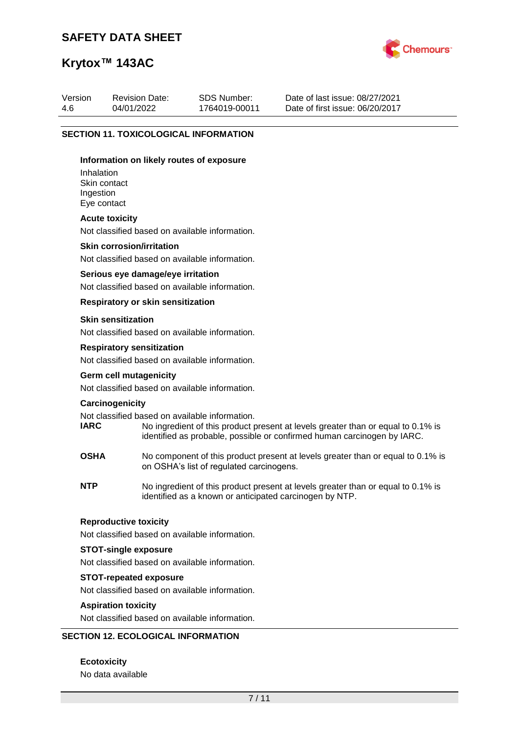## SECTION 11. TOXICOLOGICAL INFORMATION

### Information on likely routes of exposure

Inhalation
Skin contact
Ingestion
Eye contact

### Acute toxicity

Not classified based on available information.

### Skin corrosion/irritation

Not classified based on available information.

### Serious eye damage/eye irritation

Not classified based on available information.

### Respiratory or skin sensitization

### Skin sensitization

Not classified based on available information.

### Respiratory sensitization

Not classified based on available information.

### Germ cell mutagenicity

Not classified based on available information.

### Carcinogenicity

Not classified based on available information.

**IARC** No ingredient of this product present at levels greater than or equal to 0.1% is identified as probable, possible or confirmed human carcinogen by IARC.

**OSHA** No component of this product present at levels greater than or equal to 0.1% is on OSHA's list of regulated carcinogens.

**NTP** No ingredient of this product present at levels greater than or equal to 0.1% is identified as a known or anticipated carcinogen by NTP.

### Reproductive toxicity

Not classified based on available information.

### STOT-single exposure

Not classified based on available information.

### STOT-repeated exposure

Not classified based on available information.

### Aspiration toxicity

Not classified based on available information.

## SECTION 12. ECOLOGICAL INFORMATION

### Ecotoxicity

No data available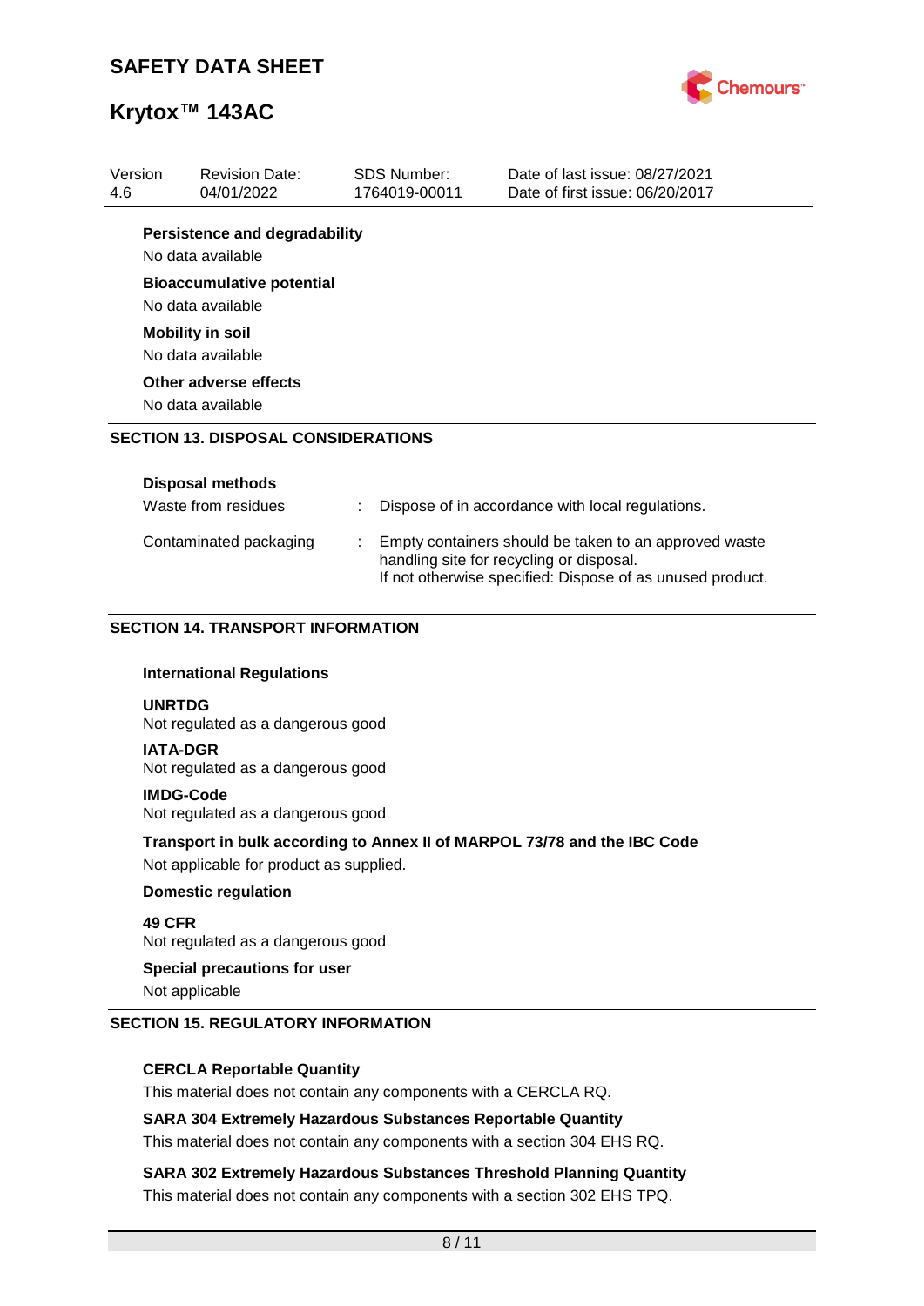**Persistence and degradability**

No data available

**Bioaccumulative potential**

No data available

**Mobility in soil**

No data available

**Other adverse effects**

No data available

## SECTION 13. DISPOSAL CONSIDERATIONS

**Disposal methods**

| | | |
|---|---|---|
| Waste from residues | : | Dispose of in accordance with local regulations. |
| Contaminated packaging | : | Empty containers should be taken to an approved waste handling site for recycling or disposal. If not otherwise specified: Dispose of as unused product. |

## SECTION 14. TRANSPORT INFORMATION

**International Regulations**

**UNRTDG**
Not regulated as a dangerous good

**IATA-DGR**
Not regulated as a dangerous good

**IMDG-Code**
Not regulated as a dangerous good

**Transport in bulk according to Annex II of MARPOL 73/78 and the IBC Code**

Not applicable for product as supplied.

**Domestic regulation**

**49 CFR**
Not regulated as a dangerous good

**Special precautions for user**

Not applicable

## SECTION 15. REGULATORY INFORMATION

**CERCLA Reportable Quantity**

This material does not contain any components with a CERCLA RQ.

**SARA 304 Extremely Hazardous Substances Reportable Quantity**

This material does not contain any components with a section 304 EHS RQ.

**SARA 302 Extremely Hazardous Substances Threshold Planning Quantity**

This material does not contain any components with a section 302 EHS TPQ.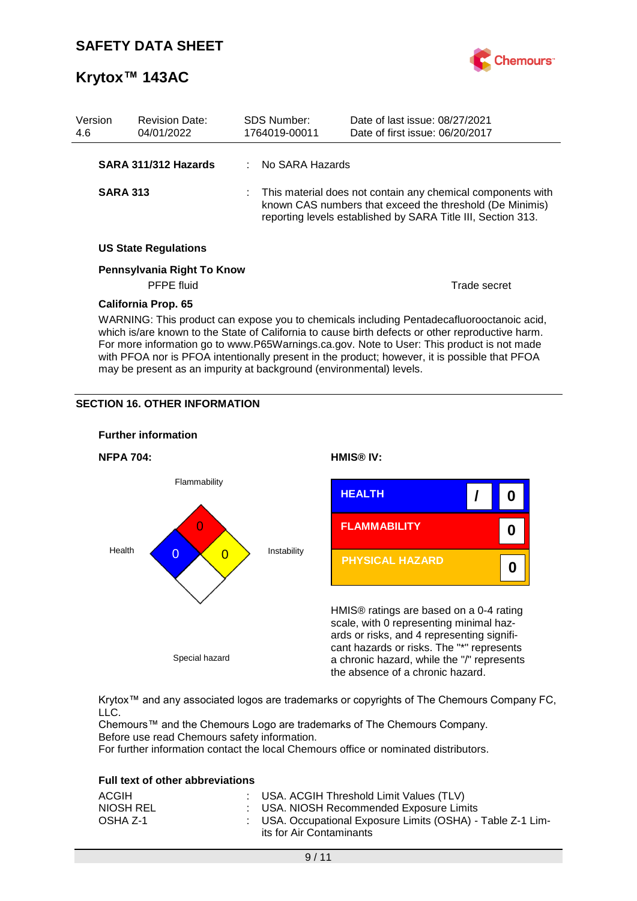| Version | Revision Date: | SDS Number: | Date of last issue: 08/27/2021 |
|---|---|---|---|
| 4.6 | 04/01/2022 | 1764019-00011 | Date of first issue: 06/20/2017 |

**SARA 311/312 Hazards** : No SARA Hazards

**SARA 313** : This material does not contain any chemical components with known CAS numbers that exceed the threshold (De Minimis) reporting levels established by SARA Title III, Section 313.

**US State Regulations**

**Pennsylvania Right To Know**

| | |
|---|---|
| PFPE fluid | Trade secret |

**California Prop. 65**

WARNING: This product can expose you to chemicals including Pentadecafluorooctanoic acid, which is/are known to the State of California to cause birth defects or other reproductive harm. For more information go to www.P65Warnings.ca.gov. Note to User: This product is not made with PFOA nor is PFOA intentionally present in the product; however, it is possible that PFOA may be present as an impurity at background (environmental) levels.

## SECTION 16. OTHER INFORMATION

**Further information**

**NFPA 704:**

| | |
|---|---|
| Flammability | 0 |
| Health | 0 |
| Instability | 0 |
| Special hazard | |

**HMIS® IV:**

| | | |
|---|---|---|
| HEALTH | / | 0 |
| FLAMMABILITY | | 0 |
| PHYSICAL HAZARD | | 0 |

HMIS® ratings are based on a 0-4 rating scale, with 0 representing minimal hazards or risks, and 4 representing significant hazards or risks. The "*" represents a chronic hazard, while the "/" represents the absence of a chronic hazard.

Krytox™ and any associated logos are trademarks or copyrights of The Chemours Company FC, LLC.
Chemours™ and the Chemours Logo are trademarks of The Chemours Company.
Before use read Chemours safety information.
For further information contact the local Chemours office or nominated distributors.

**Full text of other abbreviations**

| | |
|---|---|
| ACGIH | : USA. ACGIH Threshold Limit Values (TLV) |
| NIOSH REL | : USA. NIOSH Recommended Exposure Limits |
| OSHA Z-1 | : USA. Occupational Exposure Limits (OSHA) - Table Z-1 Limits for Air Contaminants |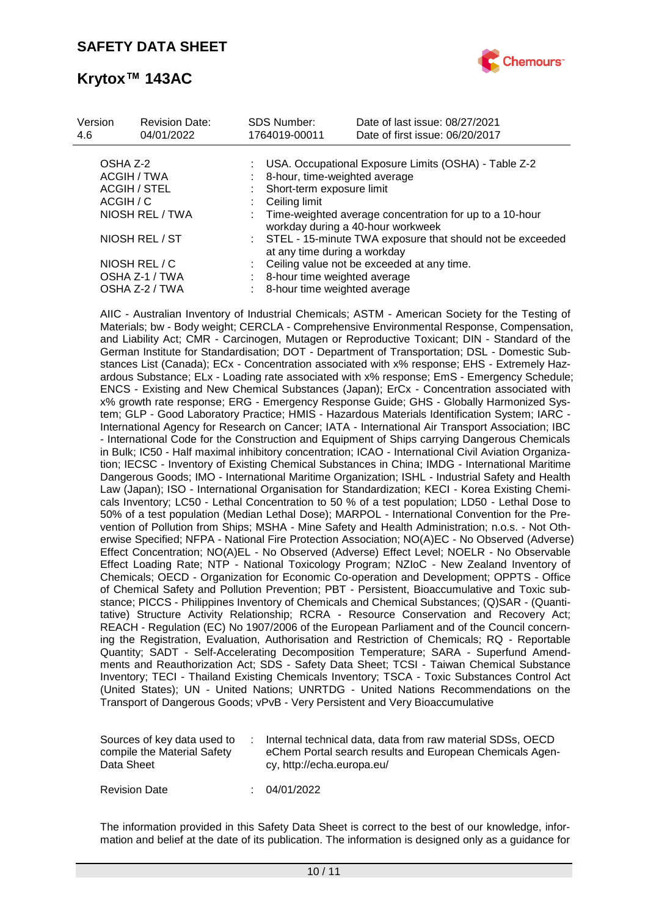| Version | Revision Date: | SDS Number: | Date of last issue: 08/27/2021 |
|---|---|---|---|
| 4.6 | 04/01/2022 | 1764019-00011 | Date of first issue: 06/20/2017 |

| | | |
|---|---|---|
| OSHA Z-2 | : | USA. Occupational Exposure Limits (OSHA) - Table Z-2 |
| ACGIH / TWA | : | 8-hour, time-weighted average |
| ACGIH / STEL | : | Short-term exposure limit |
| ACGIH / C | : | Ceiling limit |
| NIOSH REL / TWA | : | Time-weighted average concentration for up to a 10-hour workday during a 40-hour workweek |
| NIOSH REL / ST | : | STEL - 15-minute TWA exposure that should not be exceeded at any time during a workday |
| NIOSH REL / C | : | Ceiling value not be exceeded at any time. |
| OSHA Z-1 / TWA | : | 8-hour time weighted average |
| OSHA Z-2 / TWA | : | 8-hour time weighted average |

AIIC - Australian Inventory of Industrial Chemicals; ASTM - American Society for the Testing of Materials; bw - Body weight; CERCLA - Comprehensive Environmental Response, Compensation, and Liability Act; CMR - Carcinogen, Mutagen or Reproductive Toxicant; DIN - Standard of the German Institute for Standardisation; DOT - Department of Transportation; DSL - Domestic Substances List (Canada); ECx - Concentration associated with x% response; EHS - Extremely Hazardous Substance; ELx - Loading rate associated with x% response; EmS - Emergency Schedule; ENCS - Existing and New Chemical Substances (Japan); ErCx - Concentration associated with x% growth rate response; ERG - Emergency Response Guide; GHS - Globally Harmonized System; GLP - Good Laboratory Practice; HMIS - Hazardous Materials Identification System; IARC - International Agency for Research on Cancer; IATA - International Air Transport Association; IBC - International Code for the Construction and Equipment of Ships carrying Dangerous Chemicals in Bulk; IC50 - Half maximal inhibitory concentration; ICAO - International Civil Aviation Organization; IECSC - Inventory of Existing Chemical Substances in China; IMDG - International Maritime Dangerous Goods; IMO - International Maritime Organization; ISHL - Industrial Safety and Health Law (Japan); ISO - International Organisation for Standardization; KECI - Korea Existing Chemicals Inventory; LC50 - Lethal Concentration to 50 % of a test population; LD50 - Lethal Dose to 50% of a test population (Median Lethal Dose); MARPOL - International Convention for the Prevention of Pollution from Ships; MSHA - Mine Safety and Health Administration; n.o.s. - Not Otherwise Specified; NFPA - National Fire Protection Association; NO(A)EC - No Observed (Adverse) Effect Concentration; NO(A)EL - No Observed (Adverse) Effect Level; NOELR - No Observable Effect Loading Rate; NTP - National Toxicology Program; NZIoC - New Zealand Inventory of Chemicals; OECD - Organization for Economic Co-operation and Development; OPPTS - Office of Chemical Safety and Pollution Prevention; PBT - Persistent, Bioaccumulative and Toxic substance; PICCS - Philippines Inventory of Chemicals and Chemical Substances; (Q)SAR - (Quantitative) Structure Activity Relationship; RCRA - Resource Conservation and Recovery Act; REACH - Regulation (EC) No 1907/2006 of the European Parliament and of the Council concerning the Registration, Evaluation, Authorisation and Restriction of Chemicals; RQ - Reportable Quantity; SADT - Self-Accelerating Decomposition Temperature; SARA - Superfund Amendments and Reauthorization Act; SDS - Safety Data Sheet; TCSI - Taiwan Chemical Substance Inventory; TECI - Thailand Existing Chemicals Inventory; TSCA - Toxic Substances Control Act (United States); UN - United Nations; UNRTDG - United Nations Recommendations on the Transport of Dangerous Goods; vPvB - Very Persistent and Very Bioaccumulative

| | | |
|---|---|---|
| Sources of key data used to compile the Material Safety Data Sheet | : | Internal technical data, data from raw material SDSs, OECD eChem Portal search results and European Chemicals Agency, http://echa.europa.eu/ |
| Revision Date | : | 04/01/2022 |

The information provided in this Safety Data Sheet is correct to the best of our knowledge, information and belief at the date of its publication. The information is designed only as a guidance for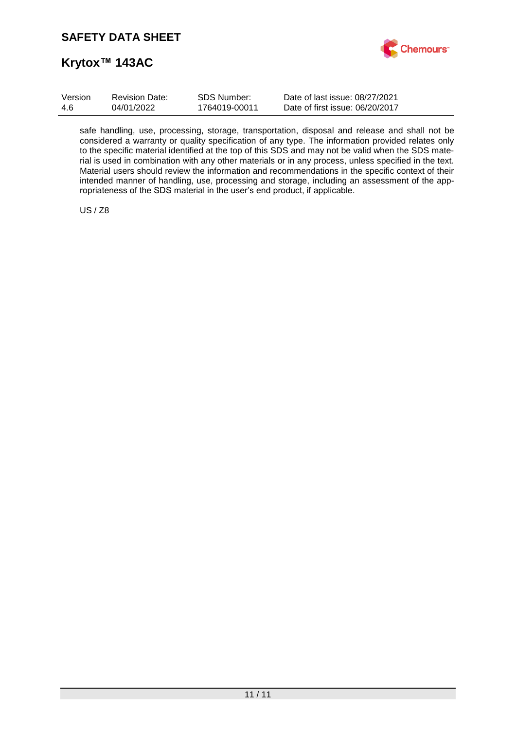safe handling, use, processing, storage, transportation, disposal and release and shall not be considered a warranty or quality specification of any type. The information provided relates only to the specific material identified at the top of this SDS and may not be valid when the SDS material is used in combination with any other materials or in any process, unless specified in the text. Material users should review the information and recommendations in the specific context of their intended manner of handling, use, processing and storage, including an assessment of the appropriateness of the SDS material in the user's end product, if applicable.

US / Z8